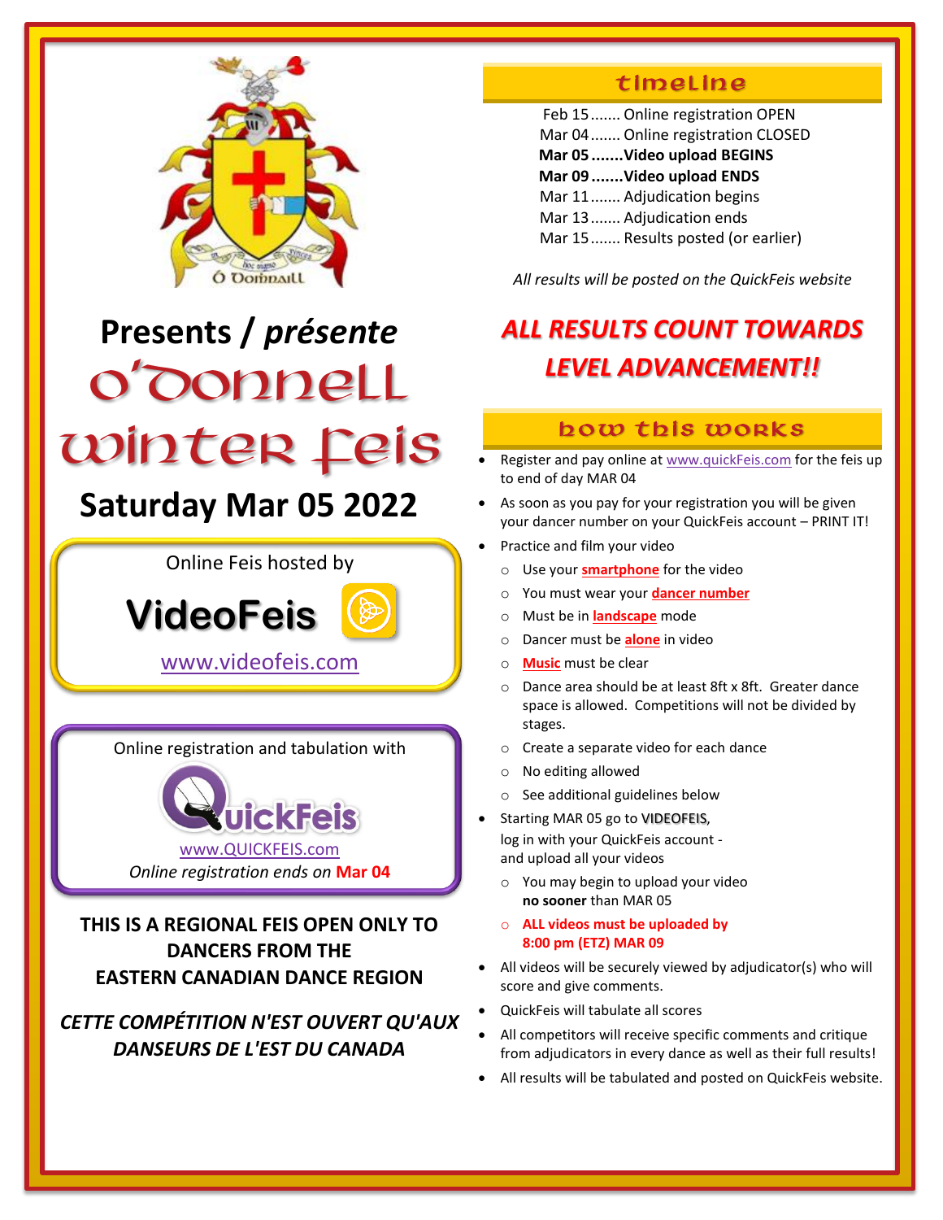Ó Domnaill

Presents / *présente*

# O'Donnell Winter Feis

## Saturday Mar 05 2022

Online Feis hosted by

**VideoFeis**

www.videofeis.com

Online registration and tabulation with

QuickFeis

www.QUICKFEIS.com

*Online registration ends on* **Mar 04**

**THIS IS A REGIONAL FEIS OPEN ONLY TO DANCERS FROM THE EASTERN CANADIAN DANCE REGION**

***CETTE COMPÉTITION N'EST OUVERT QU'AUX DANSEURS DE L'EST DU CANADA***

## timeline

Feb 15....... Online registration OPEN
Mar 04....... Online registration CLOSED
**Mar 05.......Video upload BEGINS**
**Mar 09.......Video upload ENDS**
Mar 11....... Adjudication begins
Mar 13....... Adjudication ends
Mar 15....... Results posted (or earlier)

*All results will be posted on the QuickFeis website*

***ALL RESULTS COUNT TOWARDS LEVEL ADVANCEMENT!!***

## how this works

- Register and pay online at www.quickFeis.com for the feis up to end of day MAR 04
- As soon as you pay for your registration you will be given your dancer number on your QuickFeis account – PRINT IT!
- Practice and film your video
  - Use your **smartphone** for the video
  - You must wear your **dancer number**
  - Must be in **landscape** mode
  - Dancer must be **alone** in video
  - **Music** must be clear
  - Dance area should be at least 8ft x 8ft. Greater dance space is allowed. Competitions will not be divided by stages.
  - Create a separate video for each dance
  - No editing allowed
  - See additional guidelines below
- Starting MAR 05 go to VIDEOFEIS, log in with your QuickFeis account - and upload all your videos
  - You may begin to upload your video **no sooner** than MAR 05
  - **ALL videos must be uploaded by 8:00 pm (ETZ) MAR 09**
- All videos will be securely viewed by adjudicator(s) who will score and give comments.
- QuickFeis will tabulate all scores
- All competitors will receive specific comments and critique from adjudicators in every dance as well as their full results!
- All results will be tabulated and posted on QuickFeis website.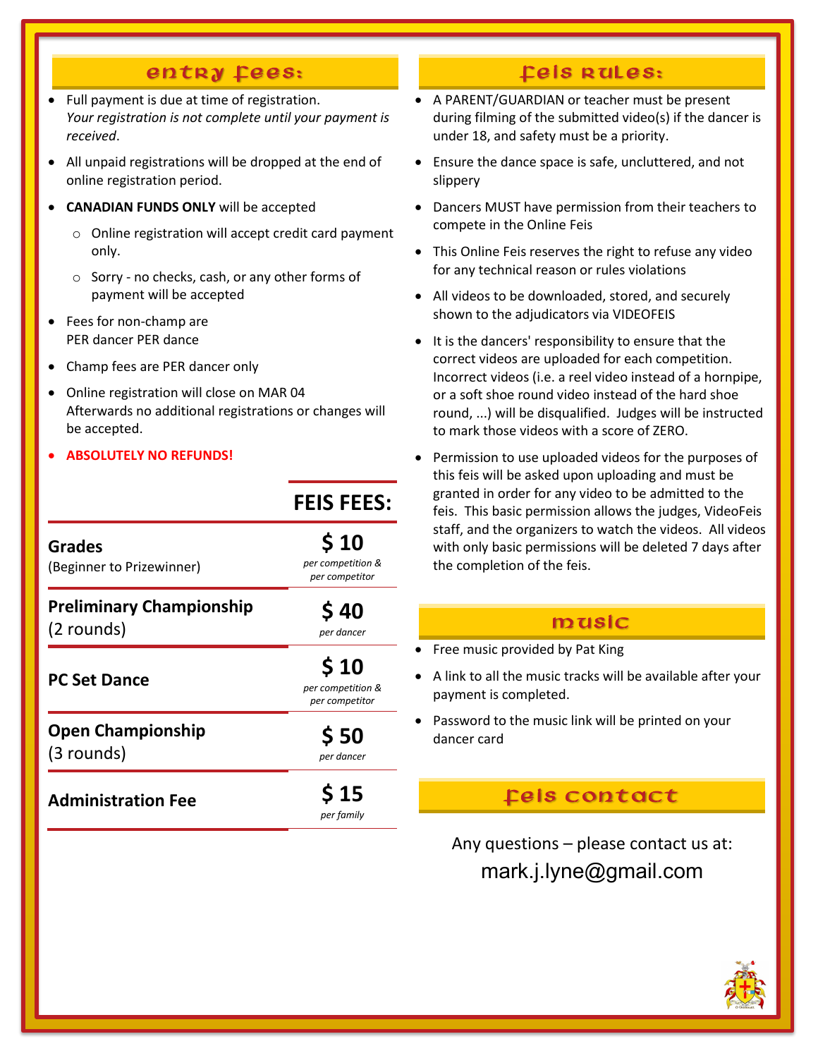## Entry Fees:

- Full payment is due at time of registration. *Your registration is not complete until your payment is received*.
- All unpaid registrations will be dropped at the end of online registration period.
- **CANADIAN FUNDS ONLY** will be accepted
  - Online registration will accept credit card payment only.
  - Sorry - no checks, cash, or any other forms of payment will be accepted
- Fees for non-champ are PER dancer PER dance
- Champ fees are PER dancer only
- Online registration will close on MAR 04
  Afterwards no additional registrations or changes will be accepted.
- **ABSOLUTELY NO REFUNDS!**

| | **FEIS FEES:** |
|---|---|
| **Grades** (Beginner to Prizewinner) | **$ 10** *per competition & per competitor* |
| **Preliminary Championship** (2 rounds) | **$ 40** *per dancer* |
| **PC Set Dance** | **$ 10** *per competition & per competitor* |
| **Open Championship** (3 rounds) | **$ 50** *per dancer* |
| **Administration Fee** | **$ 15** *per family* |

## Feis Rules:

- A PARENT/GUARDIAN or teacher must be present during filming of the submitted video(s) if the dancer is under 18, and safety must be a priority.
- Ensure the dance space is safe, uncluttered, and not slippery
- Dancers MUST have permission from their teachers to compete in the Online Feis
- This Online Feis reserves the right to refuse any video for any technical reason or rules violations
- All videos to be downloaded, stored, and securely shown to the adjudicators via VIDEOFEIS
- It is the dancers' responsibility to ensure that the correct videos are uploaded for each competition. Incorrect videos (i.e. a reel video instead of a hornpipe, or a soft shoe round video instead of the hard shoe round, ...) will be disqualified. Judges will be instructed to mark those videos with a score of ZERO.
- Permission to use uploaded videos for the purposes of this feis will be asked upon uploading and must be granted in order for any video to be admitted to the feis. This basic permission allows the judges, VideoFeis staff, and the organizers to watch the videos. All videos with only basic permissions will be deleted 7 days after the completion of the feis.

## Music

- Free music provided by Pat King
- A link to all the music tracks will be available after your payment is completed.
- Password to the music link will be printed on your dancer card

## Feis Contact

Any questions – please contact us at:
mark.j.lyne@gmail.com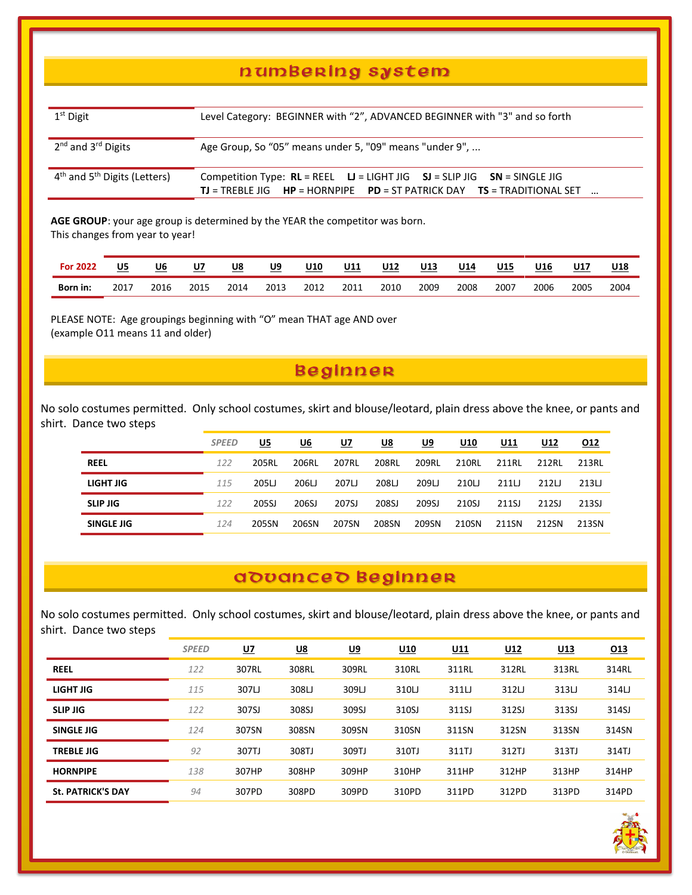## NUMBERING SYSTEM

| | |
|---|---|
| 1st Digit | Level Category: BEGINNER with “2”, ADVANCED BEGINNER with "3" and so forth |
| 2nd and 3rd Digits | Age Group, So “05” means under 5, "09" means "under 9", ... |
| 4th and 5th Digits (Letters) | Competition Type: **RL** = REEL **LJ** = LIGHT JIG **SJ** = SLIP JIG **SN** = SINGLE JIG **TJ** = TREBLE JIG **HP** = HORNPIPE **PD** = ST PATRICK DAY **TS** = TRADITIONAL SET ... |

**AGE GROUP**: your age group is determined by the YEAR the competitor was born.
This changes from year to year!

| For 2022 | U5 | U6 | U7 | U8 | U9 | U10 | U11 | U12 | U13 | U14 | U15 | U16 | U17 | U18 |
|---|---|---|---|---|---|---|---|---|---|---|---|---|---|---|
| **Born in:** | 2017 | 2016 | 2015 | 2014 | 2013 | 2012 | 2011 | 2010 | 2009 | 2008 | 2007 | 2006 | 2005 | 2004 |

PLEASE NOTE: Age groupings beginning with “O” mean THAT age AND over
(example O11 means 11 and older)

## BEGINNER

No solo costumes permitted. Only school costumes, skirt and blouse/leotard, plain dress above the knee, or pants and shirt. Dance two steps

| | *SPEED* | U5 | U6 | U7 | U8 | U9 | U10 | U11 | U12 | O12 |
|---|---|---|---|---|---|---|---|---|---|---|
| **REEL** | *122* | 205RL | 206RL | 207RL | 208RL | 209RL | 210RL | 211RL | 212RL | 213RL |
| **LIGHT JIG** | *115* | 205LJ | 206LJ | 207LJ | 208LJ | 209LJ | 210LJ | 211LJ | 212LJ | 213LJ |
| **SLIP JIG** | *122* | 205SJ | 206SJ | 207SJ | 208SJ | 209SJ | 210SJ | 211SJ | 212SJ | 213SJ |
| **SINGLE JIG** | *124* | 205SN | 206SN | 207SN | 208SN | 209SN | 210SN | 211SN | 212SN | 213SN |

## ADVANCED BEGINNER

No solo costumes permitted. Only school costumes, skirt and blouse/leotard, plain dress above the knee, or pants and shirt. Dance two steps

| | *SPEED* | U7 | U8 | U9 | U10 | U11 | U12 | U13 | O13 |
|---|---|---|---|---|---|---|---|---|---|
| **REEL** | *122* | 307RL | 308RL | 309RL | 310RL | 311RL | 312RL | 313RL | 314RL |
| **LIGHT JIG** | *115* | 307LJ | 308LJ | 309LJ | 310LJ | 311LJ | 312LJ | 313LJ | 314LJ |
| **SLIP JIG** | *122* | 307SJ | 308SJ | 309SJ | 310SJ | 311SJ | 312SJ | 313SJ | 314SJ |
| **SINGLE JIG** | *124* | 307SN | 308SN | 309SN | 310SN | 311SN | 312SN | 313SN | 314SN |
| **TREBLE JIG** | *92* | 307TJ | 308TJ | 309TJ | 310TJ | 311TJ | 312TJ | 313TJ | 314TJ |
| **HORNPIPE** | *138* | 307HP | 308HP | 309HP | 310HP | 311HP | 312HP | 313HP | 314HP |
| **St. PATRICK'S DAY** | *94* | 307PD | 308PD | 309PD | 310PD | 311PD | 312PD | 313PD | 314PD |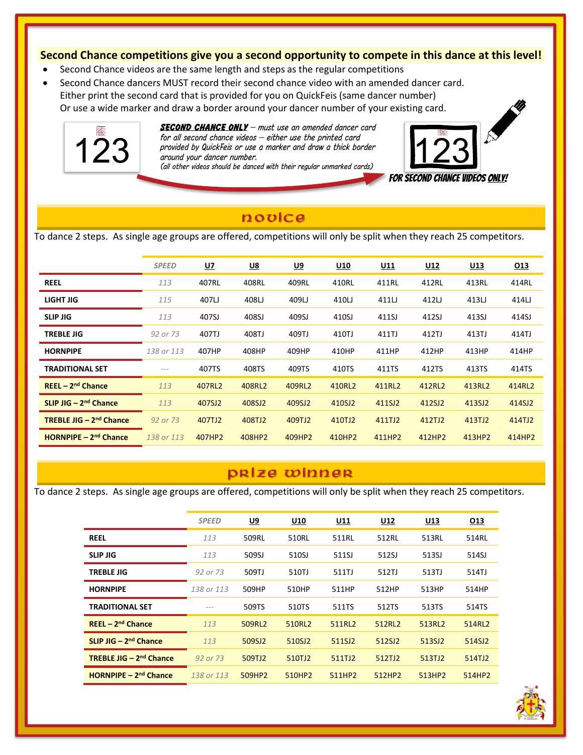**Second Chance competitions give you a second opportunity to compete in this dance at this level!**

- Second Chance videos are the same length and steps as the regular competitions
- Second Chance dancers MUST record their second chance video with an amended dancer card. Either print the second card that is provided for you on QuickFeis (same dancer number) Or use a wide marker and draw a border around your dancer number of your existing card.

123

***SECOND CHANCE ONLY*** *– must use an amended dancer card for all second chance videos – either use the printed card provided by QuickFeis or use a marker and draw a thick border around your dancer number.*
*(all other videos should be danced with their regular unmarked cards)*

123

***FOR SECOND CHANCE VIDEOS ONLY!***

## novice

To dance 2 steps. As single age groups are offered, competitions will only be split when they reach 25 competitors.

| | *SPEED* | U7 | U8 | U9 | U10 | U11 | U12 | U13 | O13 |
|---|---|---|---|---|---|---|---|---|---|
| **REEL** | *113* | 407RL | 408RL | 409RL | 410RL | 411RL | 412RL | 413RL | 414RL |
| **LIGHT JIG** | *115* | 407LJ | 408LJ | 409LJ | 410LJ | 411LJ | 412LJ | 413LJ | 414LJ |
| **SLIP JIG** | *113* | 407SJ | 408SJ | 409SJ | 410SJ | 411SJ | 412SJ | 413SJ | 414SJ |
| **TREBLE JIG** | *92 or 73* | 407TJ | 408TJ | 409TJ | 410TJ | 411TJ | 412TJ | 413TJ | 414TJ |
| **HORNPIPE** | *138 or 113* | 407HP | 408HP | 409HP | 410HP | 411HP | 412HP | 413HP | 414HP |
| **TRADITIONAL SET** | --- | 407TS | 408TS | 409TS | 410TS | 411TS | 412TS | 413TS | 414TS |
| **REEL – 2nd Chance** | *113* | 407RL2 | 408RL2 | 409RL2 | 410RL2 | 411RL2 | 412RL2 | 413RL2 | 414RL2 |
| **SLIP JIG – 2nd Chance** | *113* | 407SJ2 | 408SJ2 | 409SJ2 | 410SJ2 | 411SJ2 | 412SJ2 | 413SJ2 | 414SJ2 |
| **TREBLE JIG – 2nd Chance** | *92 or 73* | 407TJ2 | 408TJ2 | 409TJ2 | 410TJ2 | 411TJ2 | 412TJ2 | 413TJ2 | 414TJ2 |
| **HORNPIPE – 2nd Chance** | *138 or 113* | 407HP2 | 408HP2 | 409HP2 | 410HP2 | 411HP2 | 412HP2 | 413HP2 | 414HP2 |

## prize winner

To dance 2 steps. As single age groups are offered, competitions will only be split when they reach 25 competitors.

| | *SPEED* | U9 | U10 | U11 | U12 | U13 | O13 |
|---|---|---|---|---|---|---|---|
| **REEL** | *113* | 509RL | 510RL | 511RL | 512RL | 513RL | 514RL |
| **SLIP JIG** | *113* | 509SJ | 510SJ | 511SJ | 512SJ | 513SJ | 514SJ |
| **TREBLE JIG** | *92 or 73* | 509TJ | 510TJ | 511TJ | 512TJ | 513TJ | 514TJ |
| **HORNPIPE** | *138 or 113* | 509HP | 510HP | 511HP | 512HP | 513HP | 514HP |
| **TRADITIONAL SET** | --- | 509TS | 510TS | 511TS | 512TS | 513TS | 514TS |
| **REEL – 2nd Chance** | *113* | 509RL2 | 510RL2 | 511RL2 | 512RL2 | 513RL2 | 514RL2 |
| **SLIP JIG – 2nd Chance** | *113* | 509SJ2 | 510SJ2 | 511SJ2 | 512SJ2 | 513SJ2 | 514SJ2 |
| **TREBLE JIG – 2nd Chance** | *92 or 73* | 509TJ2 | 510TJ2 | 511TJ2 | 512TJ2 | 513TJ2 | 514TJ2 |
| **HORNPIPE – 2nd Chance** | *138 or 113* | 509HP2 | 510HP2 | 511HP2 | 512HP2 | 513HP2 | 514HP2 |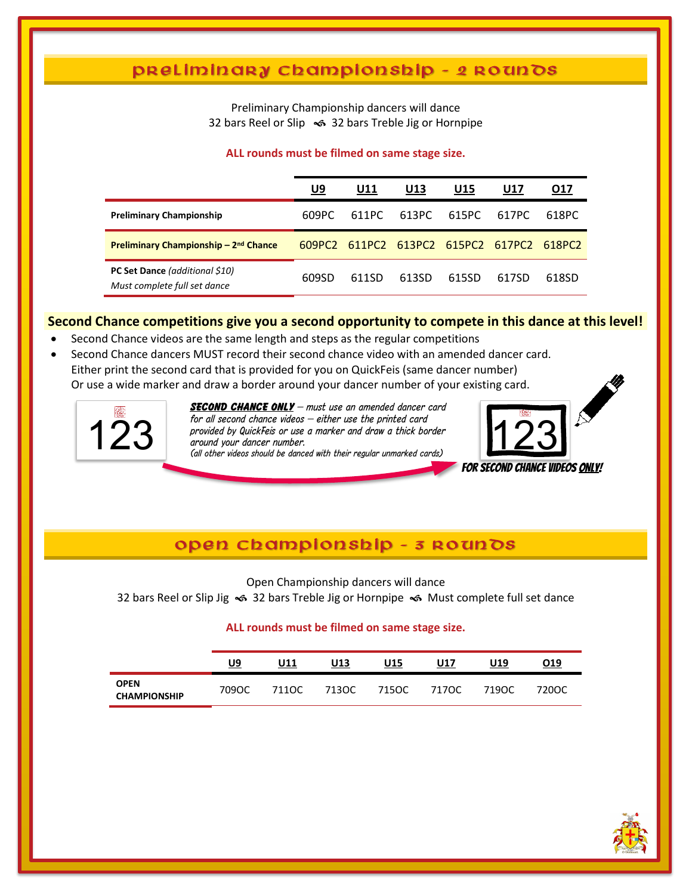## Preliminary Championship - 2 Rounds

Preliminary Championship dancers will dance
32 bars Reel or Slip ~ 32 bars Treble Jig or Hornpipe

**ALL rounds must be filmed on same stage size.**

| | U9 | U11 | U13 | U15 | U17 | O17 |
|---|---|---|---|---|---|---|
| **Preliminary Championship** | 609PC | 611PC | 613PC | 615PC | 617PC | 618PC |
| **Preliminary Championship – 2nd Chance** | 609PC2 | 611PC2 | 613PC2 | 615PC2 | 617PC2 | 618PC2 |
| **PC Set Dance** *(additional $10)* *Must complete full set dance* | 609SD | 611SD | 613SD | 615SD | 617SD | 618SD |

**Second Chance competitions give you a second opportunity to compete in this dance at this level!**

- Second Chance videos are the same length and steps as the regular competitions
- Second Chance dancers MUST record their second chance video with an amended dancer card. Either print the second card that is provided for you on QuickFeis (same dancer number) Or use a wide marker and draw a border around your dancer number of your existing card.

123

***SECOND CHANCE ONLY*** *– must use an amended dancer card for all second chance videos – either use the printed card provided by QuickFeis or use a marker and draw a thick border around your dancer number.*
*(all other videos should be danced with their regular unmarked cards)*

123

***FOR SECOND CHANCE VIDEOS ONLY!***

## Open Championship - 3 Rounds

Open Championship dancers will dance
32 bars Reel or Slip Jig ~ 32 bars Treble Jig or Hornpipe ~ Must complete full set dance

**ALL rounds must be filmed on same stage size.**

| | U9 | U11 | U13 | U15 | U17 | U19 | O19 |
|---|---|---|---|---|---|---|---|
| **OPEN CHAMPIONSHIP** | 709OC | 711OC | 713OC | 715OC | 717OC | 719OC | 720OC |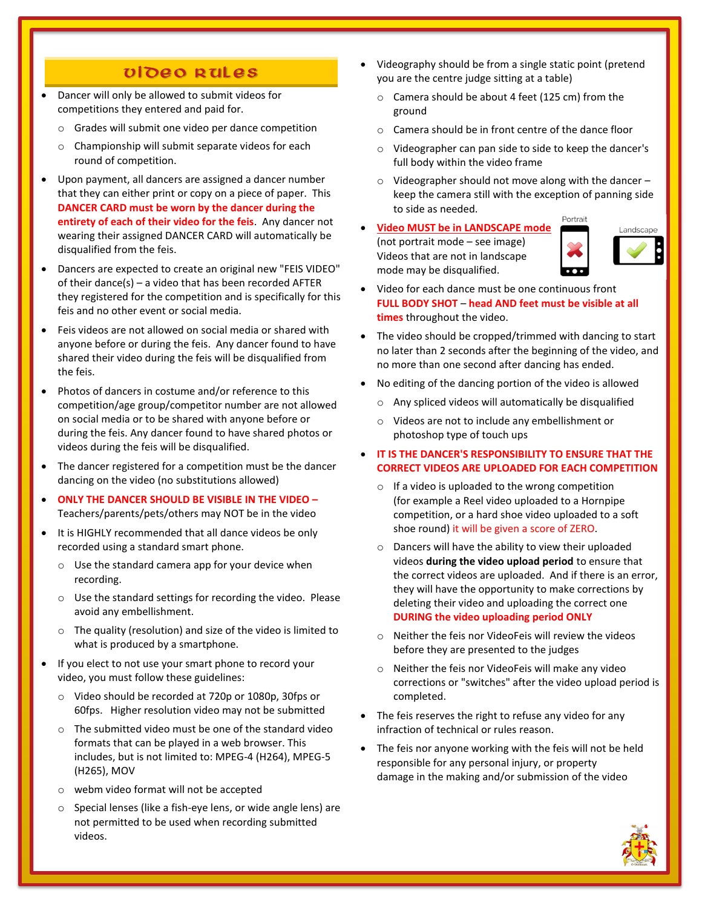## Video Rules

- Dancer will only be allowed to submit videos for competitions they entered and paid for.
  - Grades will submit one video per dance competition
  - Championship will submit separate videos for each round of competition.
- Upon payment, all dancers are assigned a dancer number that they can either print or copy on a piece of paper. This **DANCER CARD must be worn by the dancer during the entirety of each of their video for the feis**. Any dancer not wearing their assigned DANCER CARD will automatically be disqualified from the feis.
- Dancers are expected to create an original new "FEIS VIDEO" of their dance(s) – a video that has been recorded AFTER they registered for the competition and is specifically for this feis and no other event or social media.
- Feis videos are not allowed on social media or shared with anyone before or during the feis. Any dancer found to have shared their video during the feis will be disqualified from the feis.
- Photos of dancers in costume and/or reference to this competition/age group/competitor number are not allowed on social media or to be shared with anyone before or during the feis. Any dancer found to have shared photos or videos during the feis will be disqualified.
- The dancer registered for a competition must be the dancer dancing on the video (no substitutions allowed)
- **ONLY THE DANCER SHOULD BE VISIBLE IN THE VIDEO –** Teachers/parents/pets/others may NOT be in the video
- It is HIGHLY recommended that all dance videos be only recorded using a standard smart phone.
  - Use the standard camera app for your device when recording.
  - Use the standard settings for recording the video. Please avoid any embellishment.
  - The quality (resolution) and size of the video is limited to what is produced by a smartphone.
- If you elect to not use your smart phone to record your video, you must follow these guidelines:
  - Video should be recorded at 720p or 1080p, 30fps or 60fps. Higher resolution video may not be submitted
  - The submitted video must be one of the standard video formats that can be played in a web browser. This includes, but is not limited to: MPEG-4 (H264), MPEG-5 (H265), MOV
  - webm video format will not be accepted
  - Special lenses (like a fish-eye lens, or wide angle lens) are not permitted to be used when recording submitted videos.
- Videography should be from a single static point (pretend you are the centre judge sitting at a table)
  - Camera should be about 4 feet (125 cm) from the ground
  - Camera should be in front centre of the dance floor
  - Videographer can pan side to side to keep the dancer's full body within the video frame
  - Videographer should not move along with the dancer – keep the camera still with the exception of panning side to side as needed.
- **Video MUST be in LANDSCAPE mode** (not portrait mode – see image) Videos that are not in landscape mode may be disqualified.

  Portrait ✗ Landscape ✓

- Video for each dance must be one continuous front **FULL BODY SHOT** – **head AND feet must be visible at all times** throughout the video.
- The video should be cropped/trimmed with dancing to start no later than 2 seconds after the beginning of the video, and no more than one second after dancing has ended.
- No editing of the dancing portion of the video is allowed
  - Any spliced videos will automatically be disqualified
  - Videos are not to include any embellishment or photoshop type of touch ups
- **IT IS THE DANCER'S RESPONSIBILITY TO ENSURE THAT THE CORRECT VIDEOS ARE UPLOADED FOR EACH COMPETITION**
  - If a video is uploaded to the wrong competition (for example a Reel video uploaded to a Hornpipe competition, or a hard shoe video uploaded to a soft shoe round) it will be given a score of ZERO.
  - Dancers will have the ability to view their uploaded videos **during the video upload period** to ensure that the correct videos are uploaded. And if there is an error, they will have the opportunity to make corrections by deleting their video and uploading the correct one **DURING the video uploading period ONLY**
  - Neither the feis nor VideoFeis will review the videos before they are presented to the judges
  - Neither the feis nor VideoFeis will make any video corrections or "switches" after the video upload period is completed.
- The feis reserves the right to refuse any video for any infraction of technical or rules reason.
- The feis nor anyone working with the feis will not be held responsible for any personal injury, or property damage in the making and/or submission of the video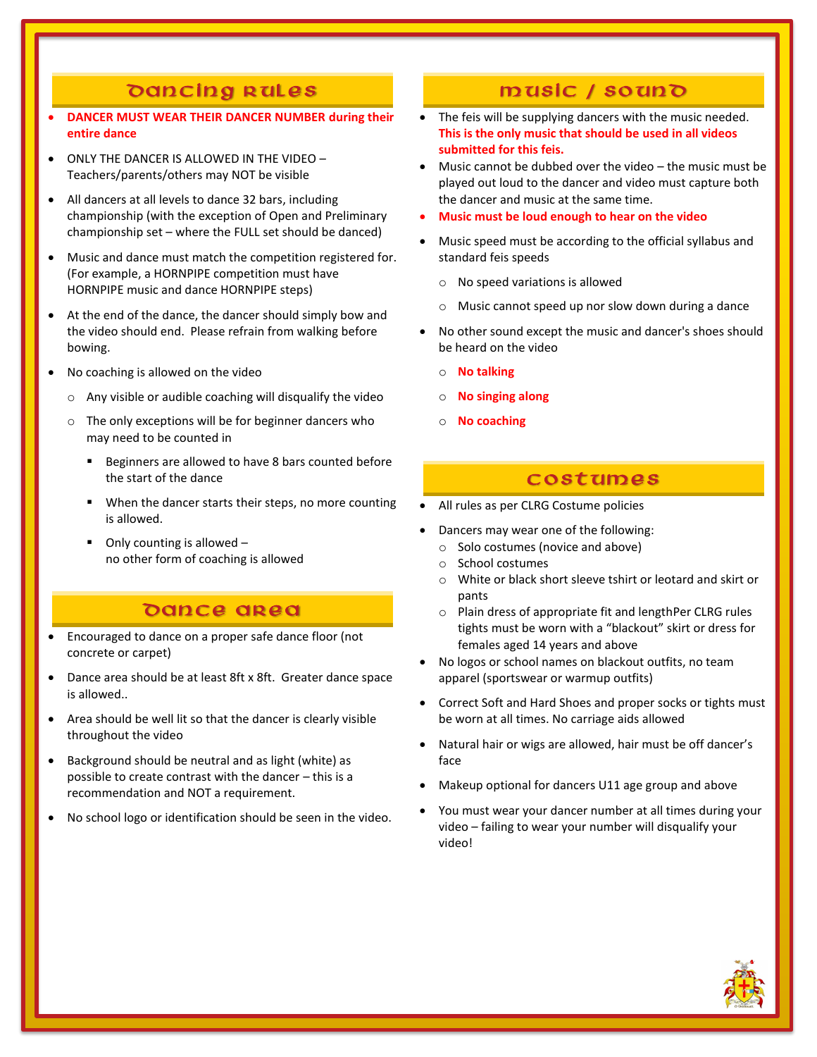## Dancing Rules

- **DANCER MUST WEAR THEIR DANCER NUMBER during their entire dance**
- ONLY THE DANCER IS ALLOWED IN THE VIDEO – Teachers/parents/others may NOT be visible
- All dancers at all levels to dance 32 bars, including championship (with the exception of Open and Preliminary championship set – where the FULL set should be danced)
- Music and dance must match the competition registered for. (For example, a HORNPIPE competition must have HORNPIPE music and dance HORNPIPE steps)
- At the end of the dance, the dancer should simply bow and the video should end. Please refrain from walking before bowing.
- No coaching is allowed on the video
  - Any visible or audible coaching will disqualify the video
  - The only exceptions will be for beginner dancers who may need to be counted in
    - Beginners are allowed to have 8 bars counted before the start of the dance
    - When the dancer starts their steps, no more counting is allowed.
    - Only counting is allowed – no other form of coaching is allowed

## Dance Area

- Encouraged to dance on a proper safe dance floor (not concrete or carpet)
- Dance area should be at least 8ft x 8ft. Greater dance space is allowed..
- Area should be well lit so that the dancer is clearly visible throughout the video
- Background should be neutral and as light (white) as possible to create contrast with the dancer – this is a recommendation and NOT a requirement.
- No school logo or identification should be seen in the video.

## Music / Sound

- The feis will be supplying dancers with the music needed. **This is the only music that should be used in all videos submitted for this feis.**
- Music cannot be dubbed over the video – the music must be played out loud to the dancer and video must capture both the dancer and music at the same time.
- **Music must be loud enough to hear on the video**
- Music speed must be according to the official syllabus and standard feis speeds
  - No speed variations is allowed
  - Music cannot speed up nor slow down during a dance
- No other sound except the music and dancer's shoes should be heard on the video
  - **No talking**
  - **No singing along**
  - **No coaching**

## Costumes

- All rules as per CLRG Costume policies
- Dancers may wear one of the following:
  - Solo costumes (novice and above)
  - School costumes
  - White or black short sleeve tshirt or leotard and skirt or pants
  - Plain dress of appropriate fit and lengthPer CLRG rules tights must be worn with a "blackout" skirt or dress for females aged 14 years and above
- No logos or school names on blackout outfits, no team apparel (sportswear or warmup outfits)
- Correct Soft and Hard Shoes and proper socks or tights must be worn at all times. No carriage aids allowed
- Natural hair or wigs are allowed, hair must be off dancer's face
- Makeup optional for dancers U11 age group and above
- You must wear your dancer number at all times during your video – failing to wear your number will disqualify your video!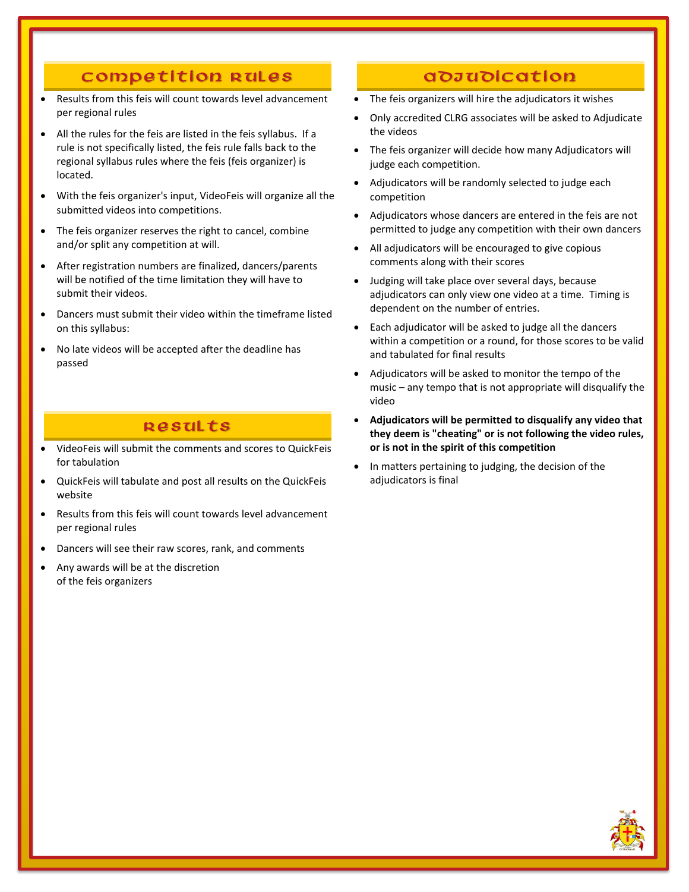## Competition Rules

- Results from this feis will count towards level advancement per regional rules
- All the rules for the feis are listed in the feis syllabus. If a rule is not specifically listed, the feis rule falls back to the regional syllabus rules where the feis (feis organizer) is located.
- With the feis organizer's input, VideoFeis will organize all the submitted videos into competitions.
- The feis organizer reserves the right to cancel, combine and/or split any competition at will.
- After registration numbers are finalized, dancers/parents will be notified of the time limitation they will have to submit their videos.
- Dancers must submit their video within the timeframe listed on this syllabus:
- No late videos will be accepted after the deadline has passed

## Results

- VideoFeis will submit the comments and scores to QuickFeis for tabulation
- QuickFeis will tabulate and post all results on the QuickFeis website
- Results from this feis will count towards level advancement per regional rules
- Dancers will see their raw scores, rank, and comments
- Any awards will be at the discretion of the feis organizers

## Adjudication

- The feis organizers will hire the adjudicators it wishes
- Only accredited CLRG associates will be asked to Adjudicate the videos
- The feis organizer will decide how many Adjudicators will judge each competition.
- Adjudicators will be randomly selected to judge each competition
- Adjudicators whose dancers are entered in the feis are not permitted to judge any competition with their own dancers
- All adjudicators will be encouraged to give copious comments along with their scores
- Judging will take place over several days, because adjudicators can only view one video at a time. Timing is dependent on the number of entries.
- Each adjudicator will be asked to judge all the dancers within a competition or a round, for those scores to be valid and tabulated for final results
- Adjudicators will be asked to monitor the tempo of the music – any tempo that is not appropriate will disqualify the video
- **Adjudicators will be permitted to disqualify any video that they deem is "cheating" or is not following the video rules, or is not in the spirit of this competition**
- In matters pertaining to judging, the decision of the adjudicators is final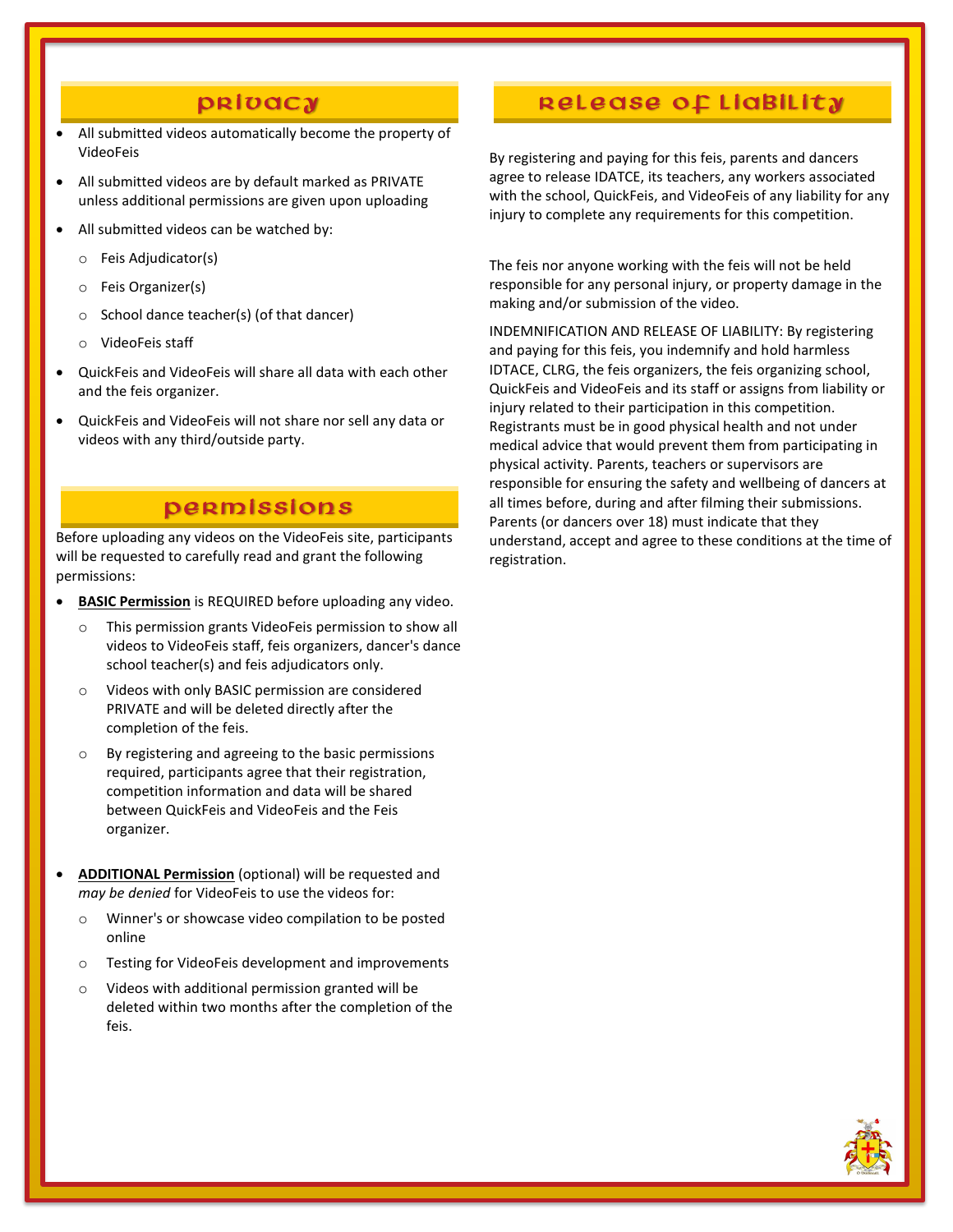## Privacy

- All submitted videos automatically become the property of VideoFeis
- All submitted videos are by default marked as PRIVATE unless additional permissions are given upon uploading
- All submitted videos can be watched by:
  - Feis Adjudicator(s)
  - Feis Organizer(s)
  - School dance teacher(s) (of that dancer)
  - VideoFeis staff
- QuickFeis and VideoFeis will share all data with each other and the feis organizer.
- QuickFeis and VideoFeis will not share nor sell any data or videos with any third/outside party.

## Permissions

Before uploading any videos on the VideoFeis site, participants will be requested to carefully read and grant the following permissions:

- **BASIC Permission** is REQUIRED before uploading any video.
  - This permission grants VideoFeis permission to show all videos to VideoFeis staff, feis organizers, dancer's dance school teacher(s) and feis adjudicators only.
  - Videos with only BASIC permission are considered PRIVATE and will be deleted directly after the completion of the feis.
  - By registering and agreeing to the basic permissions required, participants agree that their registration, competition information and data will be shared between QuickFeis and VideoFeis and the Feis organizer.

- **ADDITIONAL Permission** (optional) will be requested and *may be denied* for VideoFeis to use the videos for:
  - Winner's or showcase video compilation to be posted online
  - Testing for VideoFeis development and improvements
  - Videos with additional permission granted will be deleted within two months after the completion of the feis.

## Release of Liability

By registering and paying for this feis, parents and dancers agree to release IDATCE, its teachers, any workers associated with the school, QuickFeis, and VideoFeis of any liability for any injury to complete any requirements for this competition.

The feis nor anyone working with the feis will not be held responsible for any personal injury, or property damage in the making and/or submission of the video.

INDEMNIFICATION AND RELEASE OF LIABILITY: By registering and paying for this feis, you indemnify and hold harmless IDTACE, CLRG, the feis organizers, the feis organizing school, QuickFeis and VideoFeis and its staff or assigns from liability or injury related to their participation in this competition. Registrants must be in good physical health and not under medical advice that would prevent them from participating in physical activity. Parents, teachers or supervisors are responsible for ensuring the safety and wellbeing of dancers at all times before, during and after filming their submissions. Parents (or dancers over 18) must indicate that they understand, accept and agree to these conditions at the time of registration.